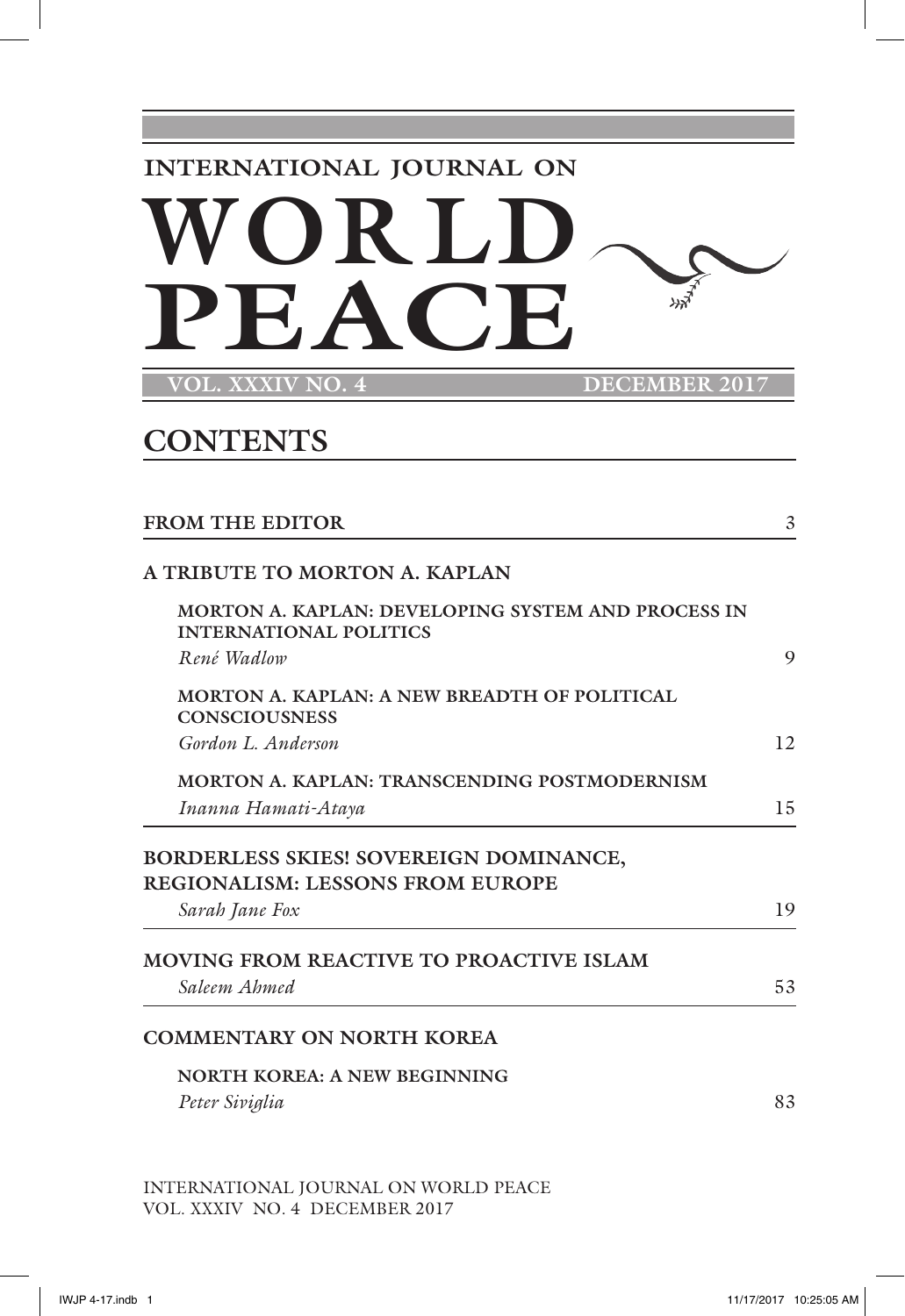# INTERNATIONAL JOURNAL ON WORLD PEACE

VOL. XXXIV NO. 4 DECEMBER 2017

## CONTENTS

**FROM THE EDITOR** 3

**A TRIBUTE TO MORTON A. KAPLAN**

**MORTON A. KAPLAN: DEVELOPING SYSTEM AND PROCESS IN INTERNATIONAL POLITICS**
*René Wadlow* 9

**MORTON A. KAPLAN: A NEW BREADTH OF POLITICAL CONSCIOUSNESS**
*Gordon L. Anderson* 12

**MORTON A. KAPLAN: TRANSCENDING POSTMODERNISM**
*Inanna Hamati-Ataya* 15

**BORDERLESS SKIES! SOVEREIGN DOMINANCE, REGIONALISM: LESSONS FROM EUROPE**
*Sarah Jane Fox* 19

**MOVING FROM REACTIVE TO PROACTIVE ISLAM**
*Saleem Ahmed* 53

**COMMENTARY ON NORTH KOREA**

**NORTH KOREA: A NEW BEGINNING**
*Peter Siviglia* 83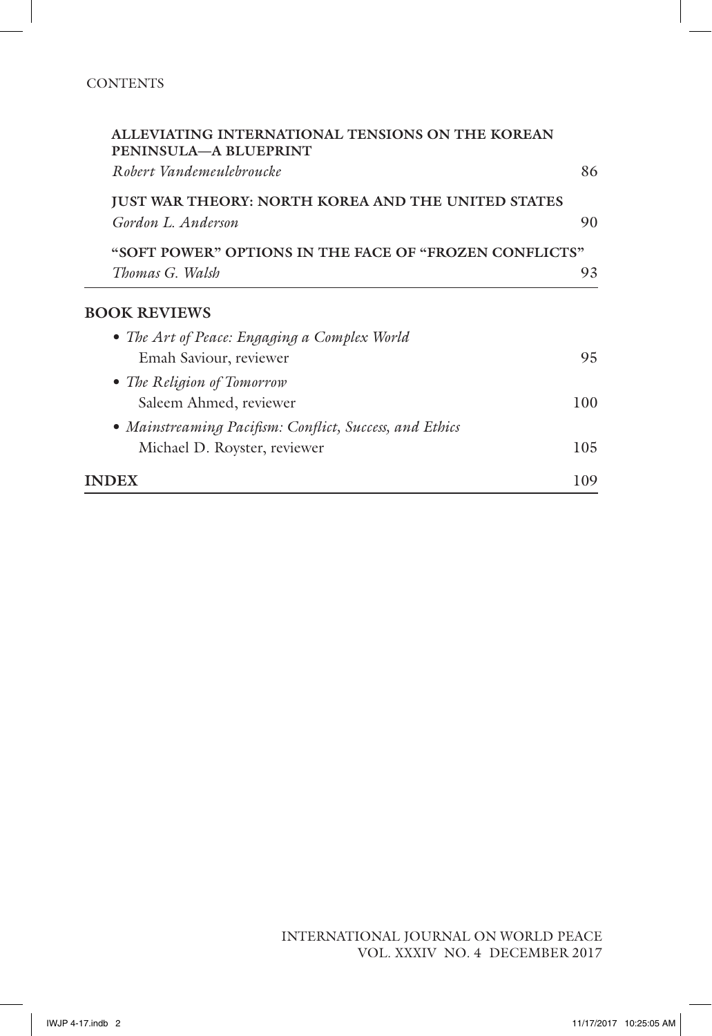**ALLEVIATING INTERNATIONAL TENSIONS ON THE KOREAN PENINSULA—A BLUEPRINT**
*Robert Vandemeulebroucke* 86

**JUST WAR THEORY: NORTH KOREA AND THE UNITED STATES**
*Gordon L. Anderson* 90

**"SOFT POWER" OPTIONS IN THE FACE OF "FROZEN CONFLICTS"**
*Thomas G. Walsh* 93

## BOOK REVIEWS

- *The Art of Peace: Engaging a Complex World*
  Emah Saviour, reviewer 95
- *The Religion of Tomorrow*
  Saleem Ahmed, reviewer 100
- *Mainstreaming Pacifism: Conflict, Success, and Ethics*
  Michael D. Royster, reviewer 105

**INDEX** 109